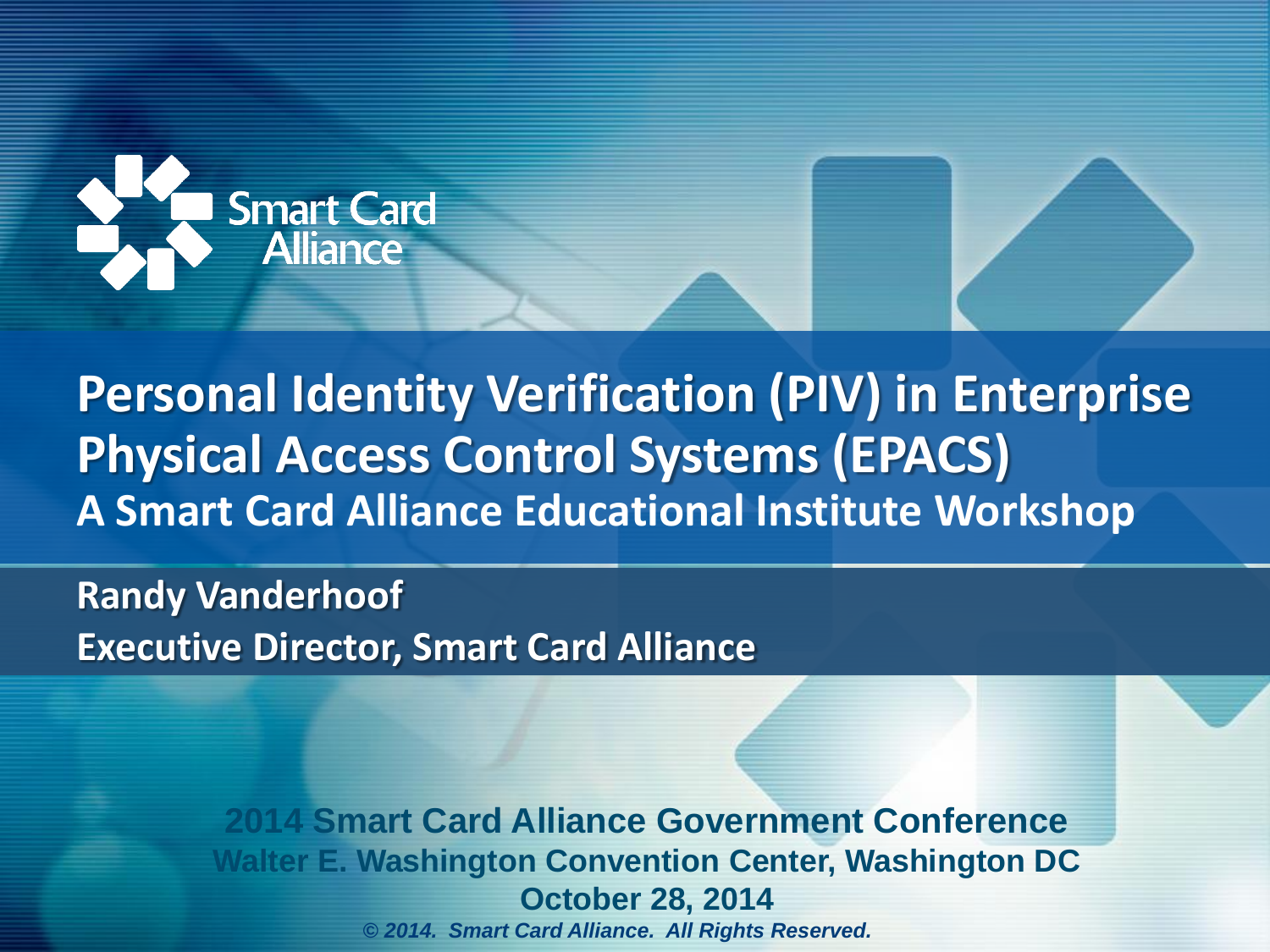Smart Card Alliance

# Personal Identity Verification (PIV) in Enterprise Physical Access Control Systems (EPACS)

## A Smart Card Alliance Educational Institute Workshop

**Randy Vanderhoof**
**Executive Director, Smart Card Alliance**

**2014 Smart Card Alliance Government Conference**
**Walter E. Washington Convention Center, Washington DC**
**October 28, 2014**

*© 2014. Smart Card Alliance. All Rights Reserved.*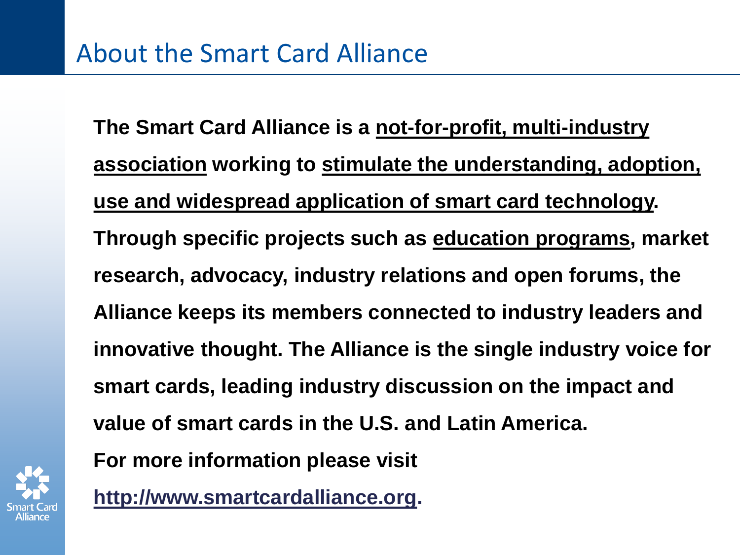# About the Smart Card Alliance

**The Smart Card Alliance is a not-for-profit, multi-industry association working to stimulate the understanding, adoption, use and widespread application of smart card technology.**

**Through specific projects such as education programs, market research, advocacy, industry relations and open forums, the Alliance keeps its members connected to industry leaders and innovative thought. The Alliance is the single industry voice for smart cards, leading industry discussion on the impact and value of smart cards in the U.S. and Latin America.**

**For more information please visit http://www.smartcardalliance.org.**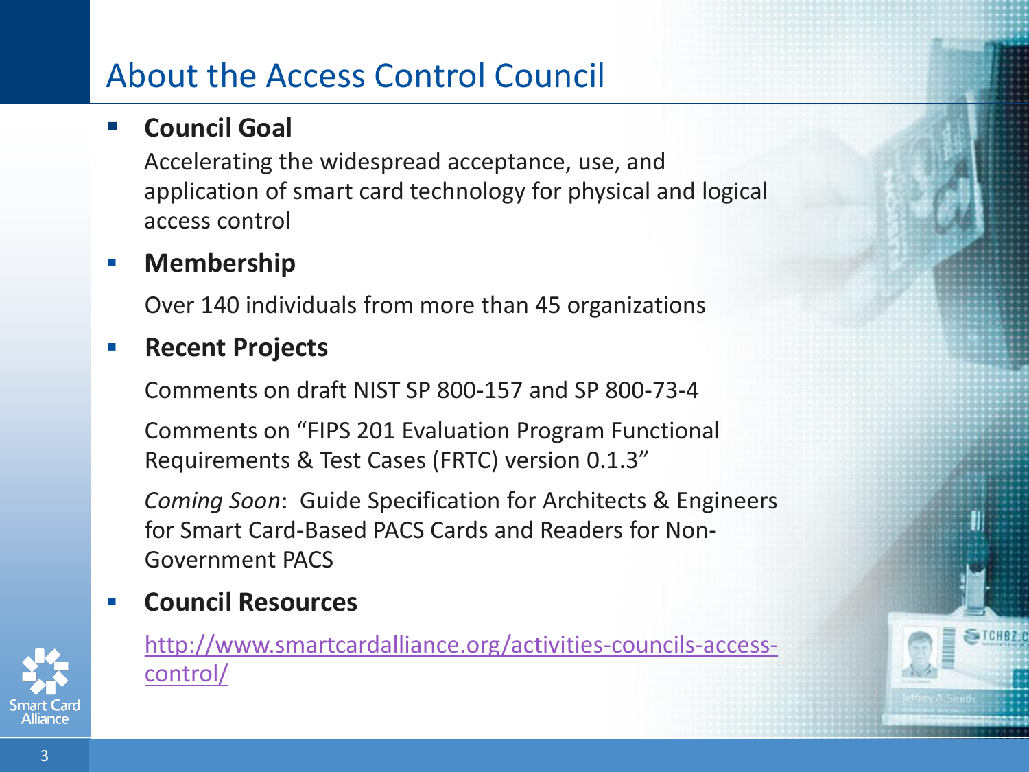# About the Access Control Council

- **Council Goal**

  Accelerating the widespread acceptance, use, and application of smart card technology for physical and logical access control

- **Membership**

  Over 140 individuals from more than 45 organizations

- **Recent Projects**

  Comments on draft NIST SP 800-157 and SP 800-73-4

  Comments on "FIPS 201 Evaluation Program Functional Requirements & Test Cases (FRTC) version 0.1.3"

  *Coming Soon*: Guide Specification for Architects & Engineers for Smart Card-Based PACS Cards and Readers for Non-Government PACS

- **Council Resources**

  http://www.smartcardalliance.org/activities-councils-access-control/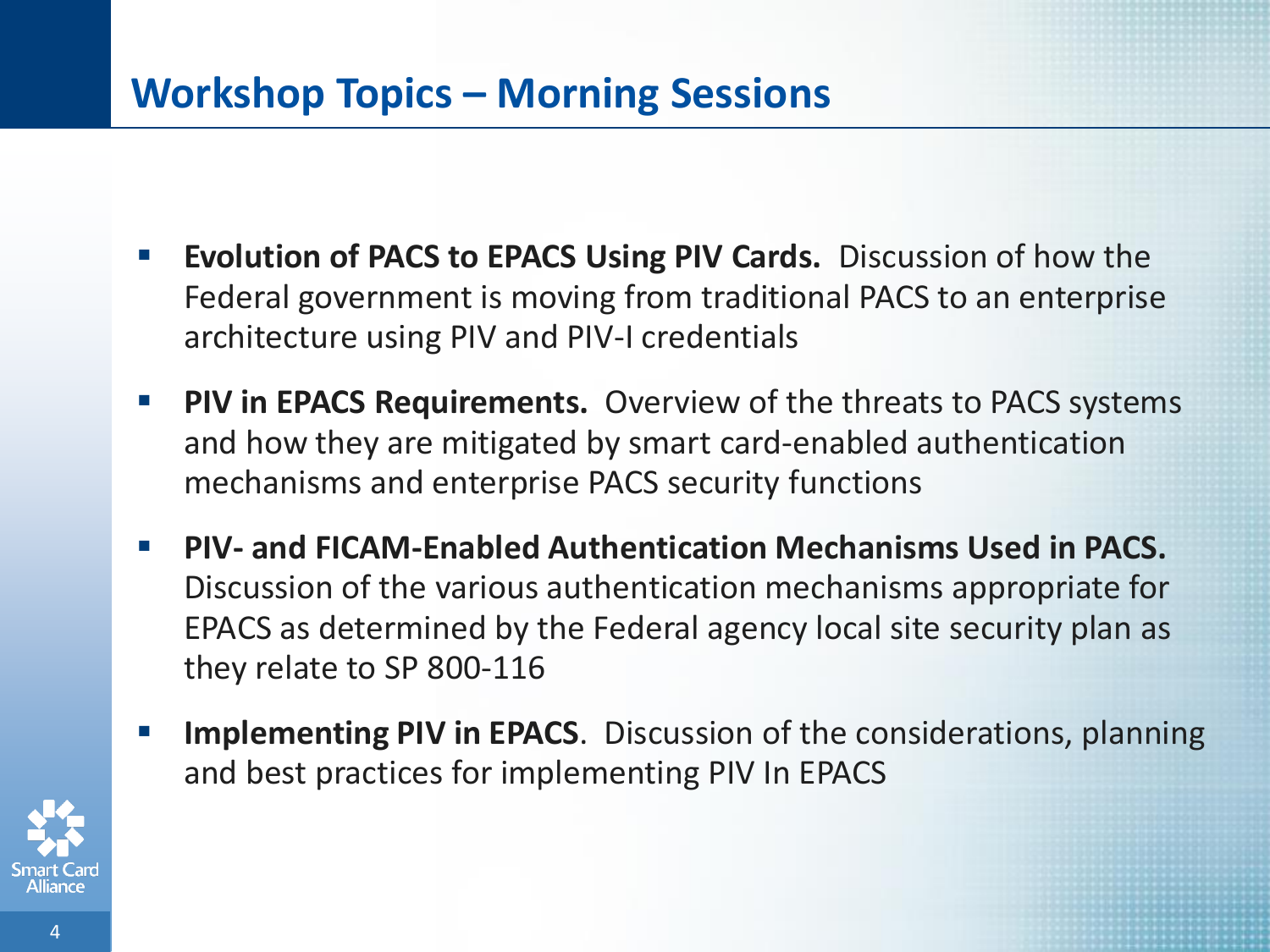# Workshop Topics – Morning Sessions

- **Evolution of PACS to EPACS Using PIV Cards.** Discussion of how the Federal government is moving from traditional PACS to an enterprise architecture using PIV and PIV-I credentials
- **PIV in EPACS Requirements.** Overview of the threats to PACS systems and how they are mitigated by smart card-enabled authentication mechanisms and enterprise PACS security functions
- **PIV- and FICAM-Enabled Authentication Mechanisms Used in PACS.** Discussion of the various authentication mechanisms appropriate for EPACS as determined by the Federal agency local site security plan as they relate to SP 800-116
- **Implementing PIV in EPACS**. Discussion of the considerations, planning and best practices for implementing PIV In EPACS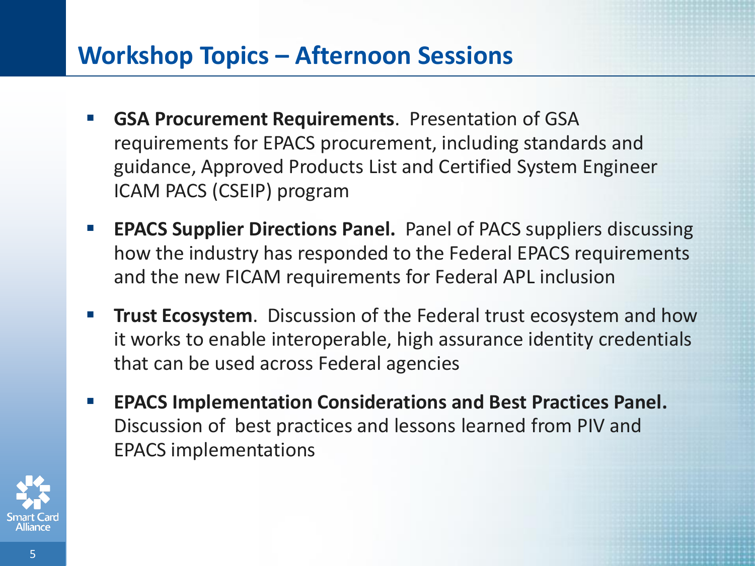# Workshop Topics – Afternoon Sessions

- **GSA Procurement Requirements**. Presentation of GSA requirements for EPACS procurement, including standards and guidance, Approved Products List and Certified System Engineer ICAM PACS (CSEIP) program
- **EPACS Supplier Directions Panel.** Panel of PACS suppliers discussing how the industry has responded to the Federal EPACS requirements and the new FICAM requirements for Federal APL inclusion
- **Trust Ecosystem**. Discussion of the Federal trust ecosystem and how it works to enable interoperable, high assurance identity credentials that can be used across Federal agencies
- **EPACS Implementation Considerations and Best Practices Panel.** Discussion of best practices and lessons learned from PIV and EPACS implementations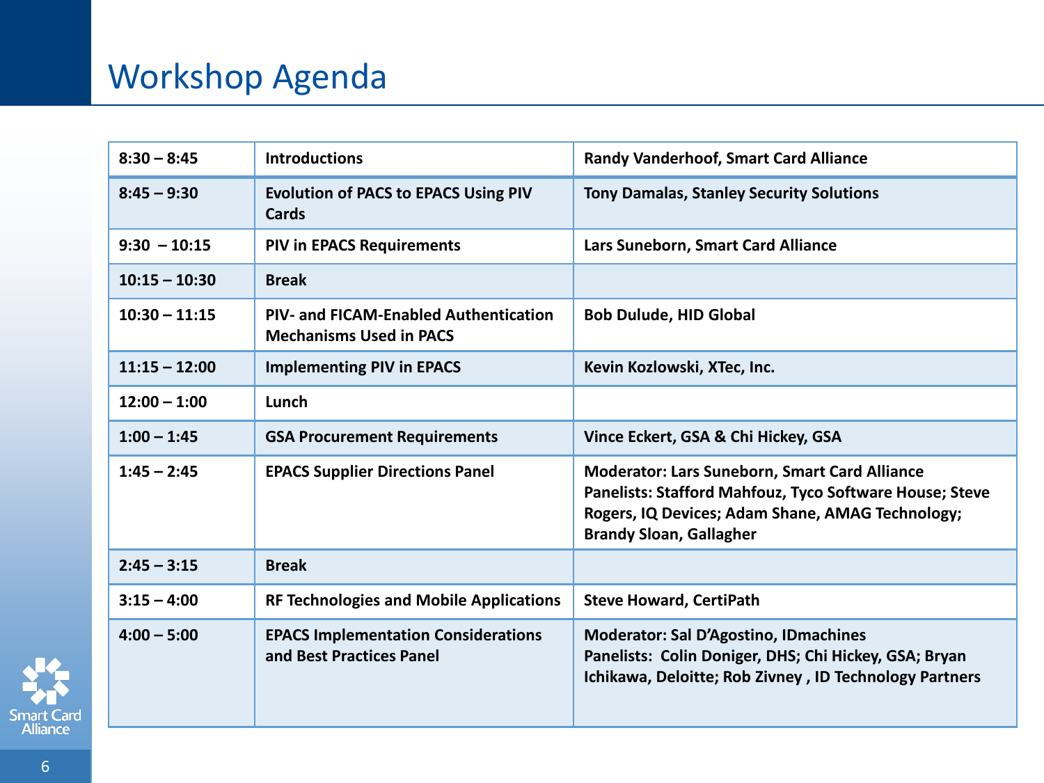# Workshop Agenda

| Time | Session | Speaker(s) |
|---|---|---|
| **8:30 – 8:45** | **Introductions** | **Randy Vanderhoof, Smart Card Alliance** |
| **8:45 – 9:30** | **Evolution of PACS to EPACS Using PIV Cards** | **Tony Damalas, Stanley Security Solutions** |
| **9:30 – 10:15** | **PIV in EPACS Requirements** | **Lars Suneborn, Smart Card Alliance** |
| **10:15 – 10:30** | **Break** | |
| **10:30 – 11:15** | **PIV- and FICAM-Enabled Authentication Mechanisms Used in PACS** | **Bob Dulude, HID Global** |
| **11:15 – 12:00** | **Implementing PIV in EPACS** | **Kevin Kozlowski, XTec, Inc.** |
| **12:00 – 1:00** | **Lunch** | |
| **1:00 – 1:45** | **GSA Procurement Requirements** | **Vince Eckert, GSA & Chi Hickey, GSA** |
| **1:45 – 2:45** | **EPACS Supplier Directions Panel** | **Moderator: Lars Suneborn, Smart Card Alliance<br>Panelists: Stafford Mahfouz, Tyco Software House; Steve Rogers, IQ Devices; Adam Shane, AMAG Technology; Brandy Sloan, Gallagher** |
| **2:45 – 3:15** | **Break** | |
| **3:15 – 4:00** | **RF Technologies and Mobile Applications** | **Steve Howard, CertiPath** |
| **4:00 – 5:00** | **EPACS Implementation Considerations and Best Practices Panel** | **Moderator: Sal D'Agostino, IDmachines<br>Panelists: Colin Doniger, DHS; Chi Hickey, GSA; Bryan Ichikawa, Deloitte; Rob Zivney , ID Technology Partners** |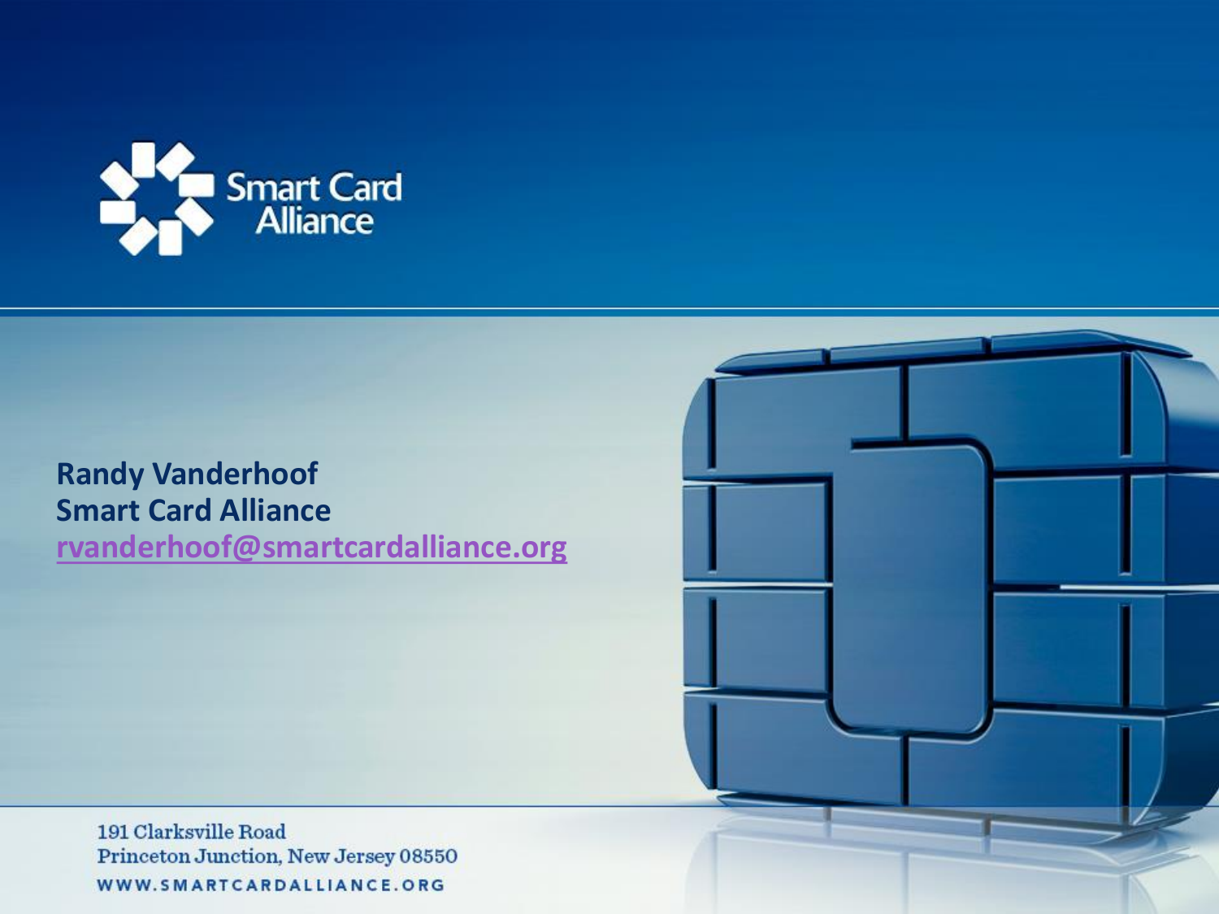Smart Card Alliance

**Randy Vanderhoof**
**Smart Card Alliance**
[rvanderhoof@smartcardalliance.org](mailto:rvanderhoof@smartcardalliance.org)

191 Clarksville Road
Princeton Junction, New Jersey 08550
WWW.SMARTCARDALLIANCE.ORG